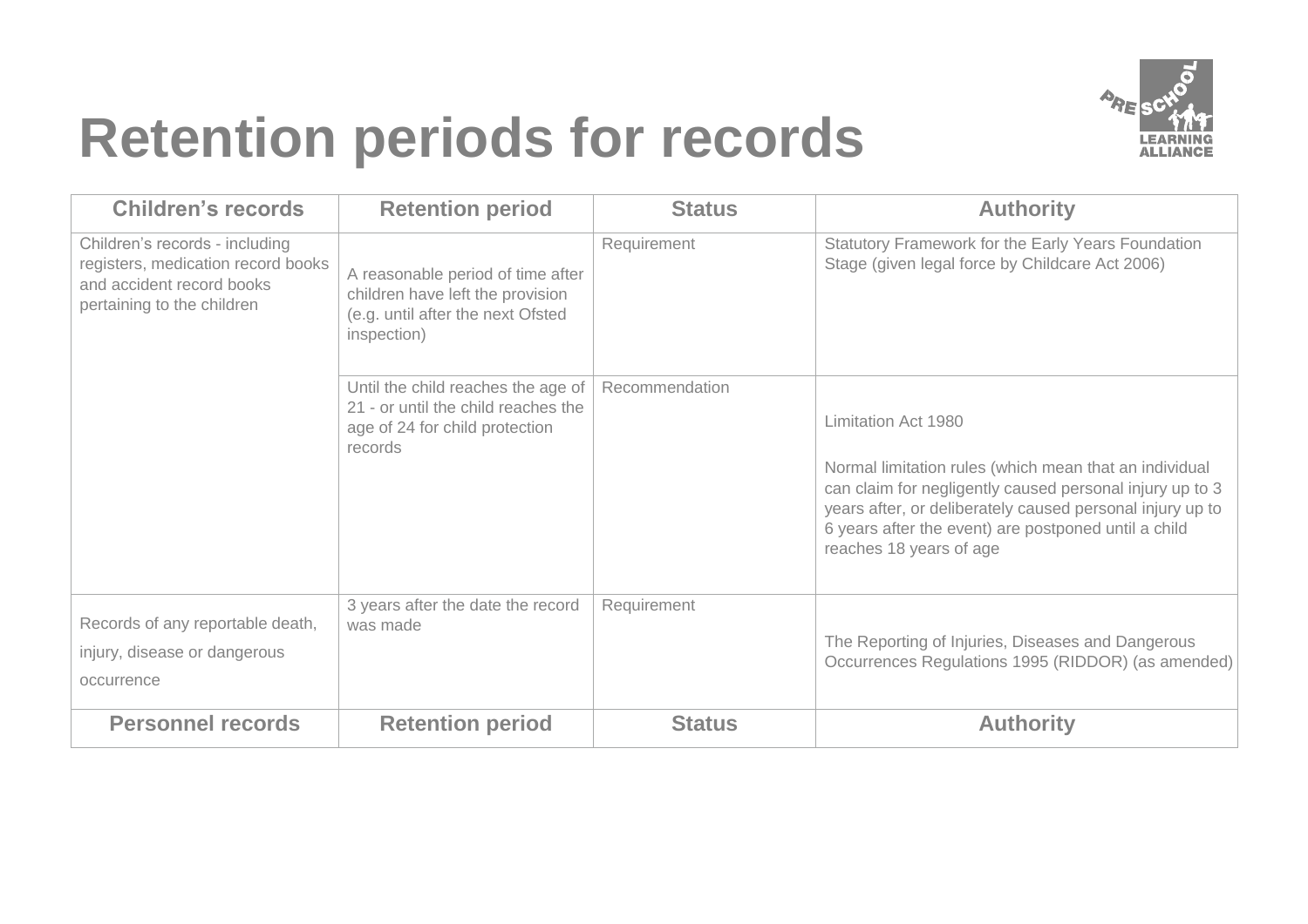# Retention periods for records

| Children's records | Retention period | Status | Authority |
|---|---|---|---|
| Children's records - including registers, medication record books and accident record books pertaining to the children | A reasonable period of time after children have left the provision (e.g. until after the next Ofsted inspection) | Requirement | Statutory Framework for the Early Years Foundation Stage (given legal force by Childcare Act 2006) |
| | Until the child reaches the age of 21 - or until the child reaches the age of 24 for child protection records | Recommendation | Limitation Act 1980<br><br>Normal limitation rules (which mean that an individual can claim for negligently caused personal injury up to 3 years after, or deliberately caused personal injury up to 6 years after the event) are postponed until a child reaches 18 years of age |
| Records of any reportable death, injury, disease or dangerous occurrence | 3 years after the date the record was made | Requirement | The Reporting of Injuries, Diseases and Dangerous Occurrences Regulations 1995 (RIDDOR) (as amended) |
| **Personnel records** | **Retention period** | **Status** | **Authority** |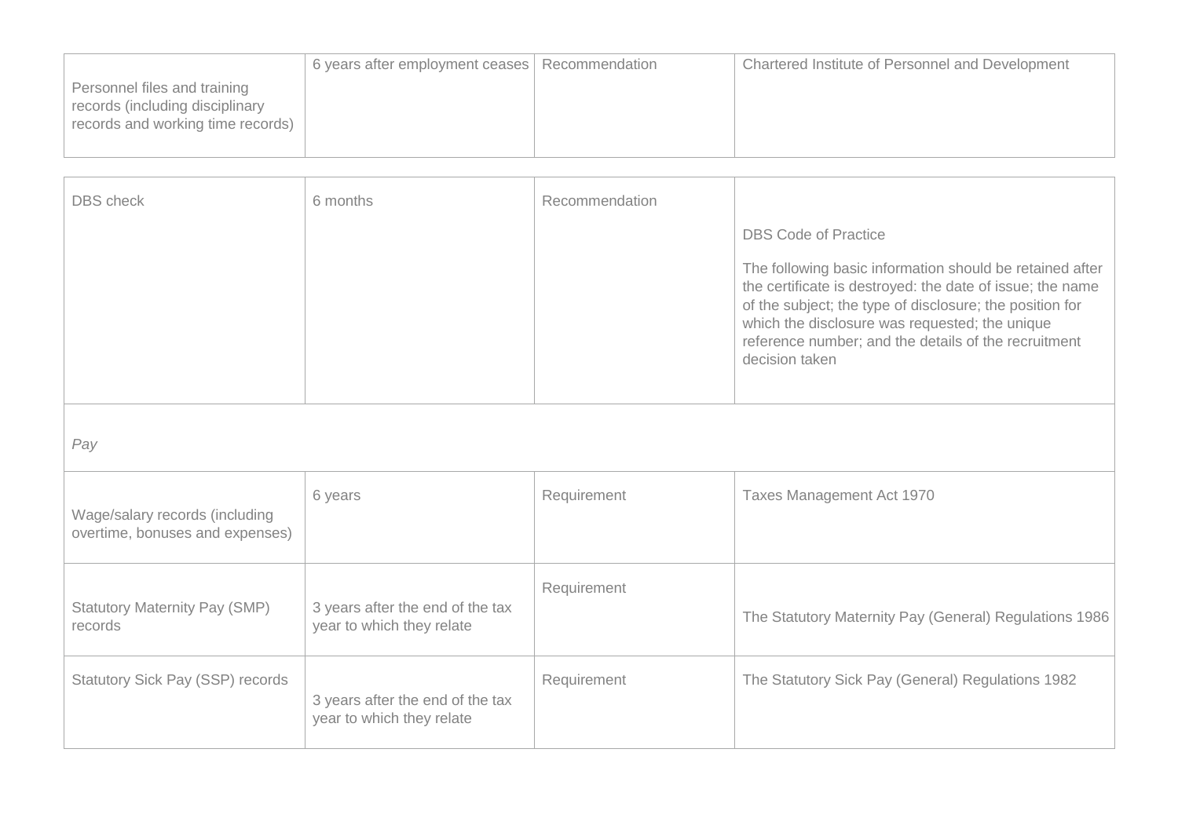| | | | |
|---|---|---|---|
| Personnel files and training records (including disciplinary records and working time records) | 6 years after employment ceases | Recommendation | Chartered Institute of Personnel and Development |

| | | | |
|---|---|---|---|
| DBS check | 6 months | Recommendation | DBS Code of Practice<br><br>The following basic information should be retained after the certificate is destroyed: the date of issue; the name of the subject; the type of disclosure; the position for which the disclosure was requested; the unique reference number; and the details of the recruitment decision taken |
| *Pay* | | | |
| Wage/salary records (including overtime, bonuses and expenses) | 6 years | Requirement | Taxes Management Act 1970 |
| Statutory Maternity Pay (SMP) records | 3 years after the end of the tax year to which they relate | Requirement | The Statutory Maternity Pay (General) Regulations 1986 |
| Statutory Sick Pay (SSP) records | 3 years after the end of the tax year to which they relate | Requirement | The Statutory Sick Pay (General) Regulations 1982 |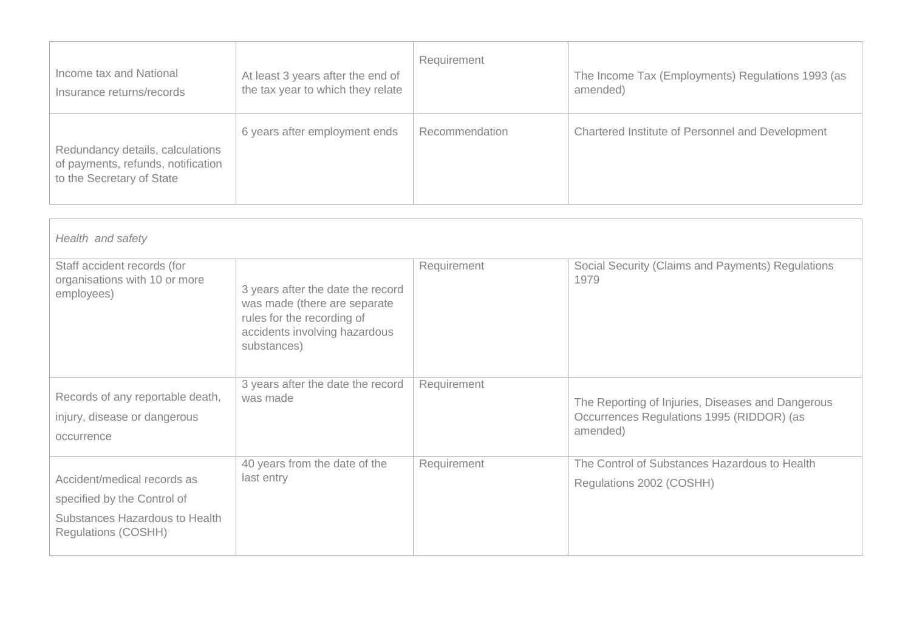| | | | |
|---|---|---|---|
| Income tax and National Insurance returns/records | At least 3 years after the end of the tax year to which they relate | Requirement | The Income Tax (Employments) Regulations 1993 (as amended) |
| Redundancy details, calculations of payments, refunds, notification to the Secretary of State | 6 years after employment ends | Recommendation | Chartered Institute of Personnel and Development |

| *Health and safety* | | | |
|---|---|---|---|
| Staff accident records (for organisations with 10 or more employees) | 3 years after the date the record was made (there are separate rules for the recording of accidents involving hazardous substances) | Requirement | Social Security (Claims and Payments) Regulations 1979 |
| Records of any reportable death, injury, disease or dangerous occurrence | 3 years after the date the record was made | Requirement | The Reporting of Injuries, Diseases and Dangerous Occurrences Regulations 1995 (RIDDOR) (as amended) |
| Accident/medical records as specified by the Control of Substances Hazardous to Health Regulations (COSHH) | 40 years from the date of the last entry | Requirement | The Control of Substances Hazardous to Health Regulations 2002 (COSHH) |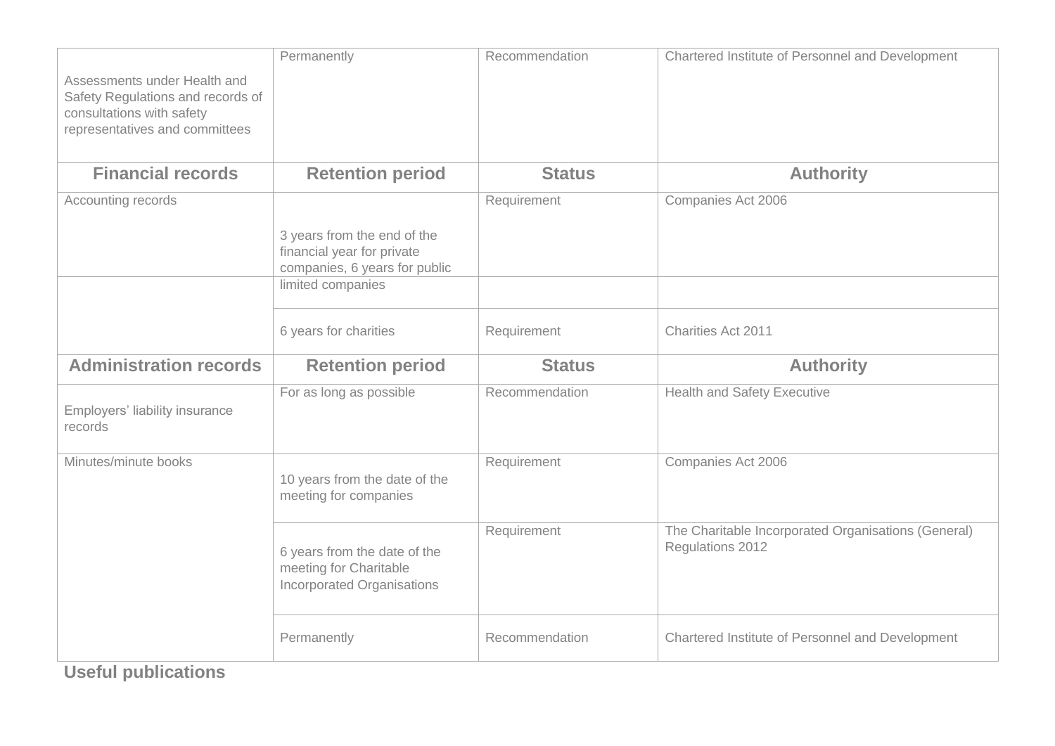| Assessments under Health and Safety Regulations and records of consultations with safety representatives and committees | Permanently | Recommendation | Chartered Institute of Personnel and Development |
|---|---|---|---|
| **Financial records** | **Retention period** | **Status** | **Authority** |
| Accounting records | 3 years from the end of the financial year for private companies, 6 years for public limited companies | Requirement | Companies Act 2006 |
| | 6 years for charities | Requirement | Charities Act 2011 |
| **Administration records** | **Retention period** | **Status** | **Authority** |
| Employers' liability insurance records | For as long as possible | Recommendation | Health and Safety Executive |
| Minutes/minute books | 10 years from the date of the meeting for companies | Requirement | Companies Act 2006 |
| | 6 years from the date of the meeting for Charitable Incorporated Organisations | Requirement | The Charitable Incorporated Organisations (General) Regulations 2012 |
| | Permanently | Recommendation | Chartered Institute of Personnel and Development |

## Useful publications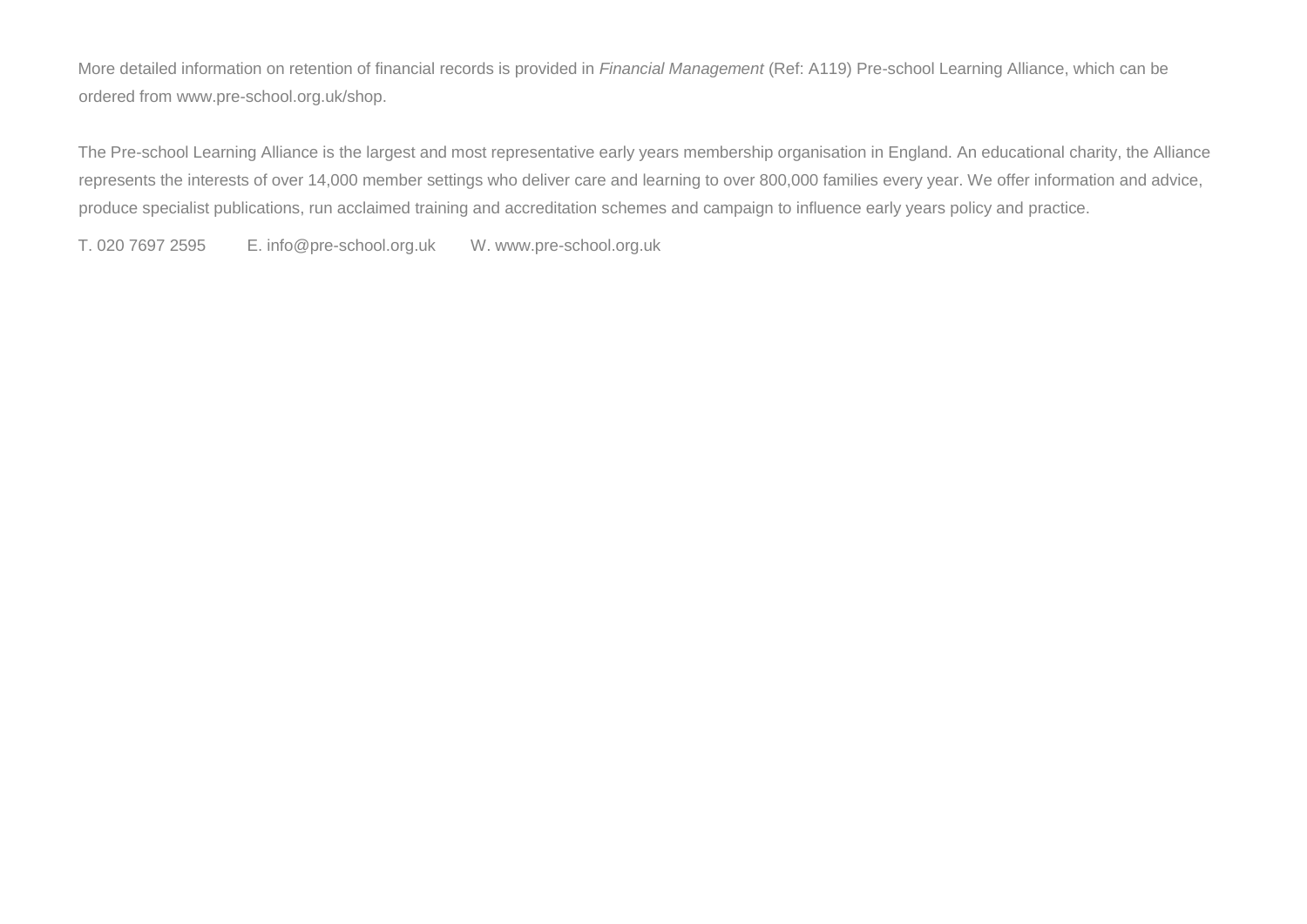More detailed information on retention of financial records is provided in *Financial Management* (Ref: A119) Pre-school Learning Alliance, which can be ordered from www.pre-school.org.uk/shop.

The Pre-school Learning Alliance is the largest and most representative early years membership organisation in England. An educational charity, the Alliance represents the interests of over 14,000 member settings who deliver care and learning to over 800,000 families every year. We offer information and advice, produce specialist publications, run acclaimed training and accreditation schemes and campaign to influence early years policy and practice.

T. 020 7697 2595 E. info@pre-school.org.uk W. www.pre-school.org.uk